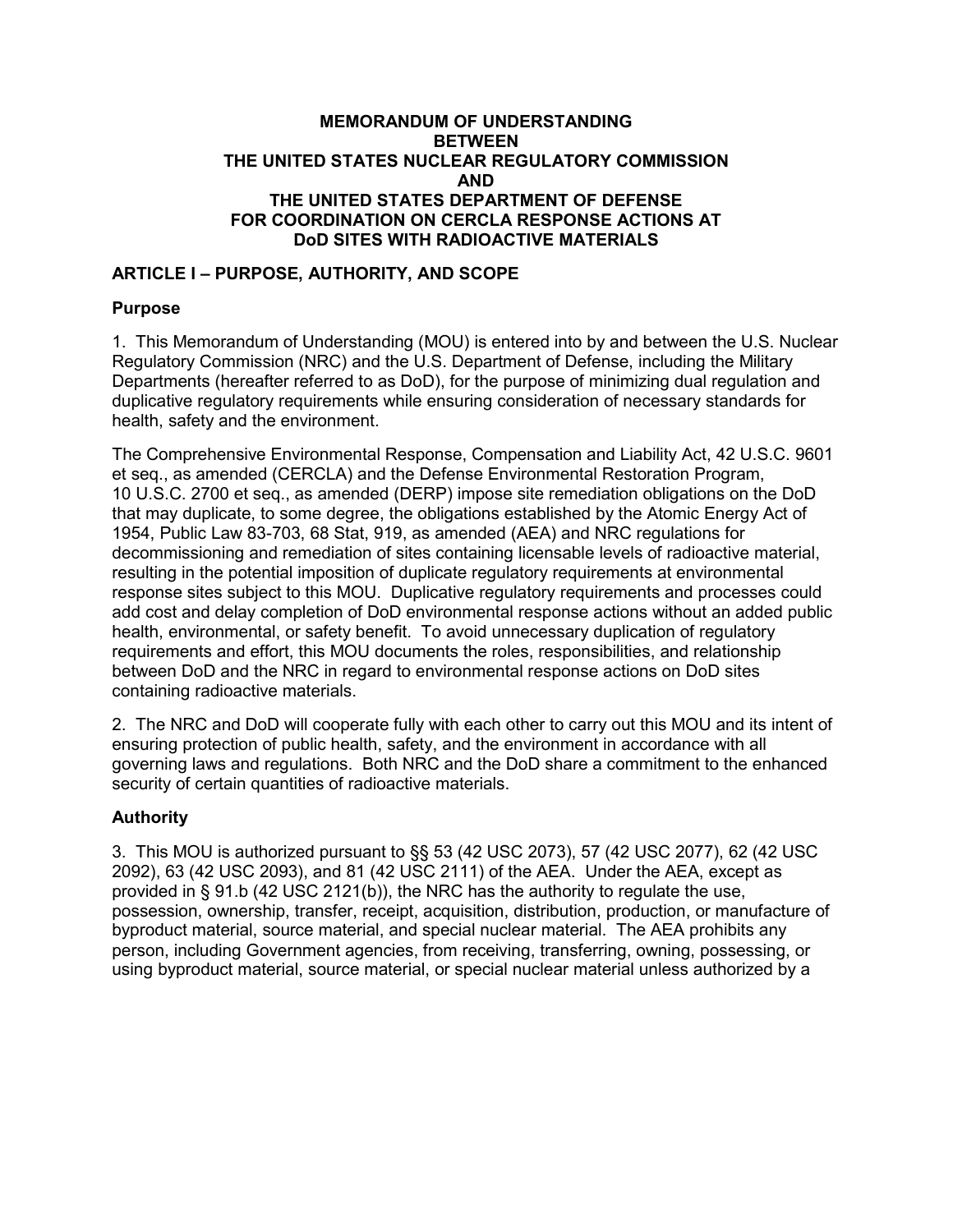# MEMORANDUM OF UNDERSTANDING
# BETWEEN
# THE UNITED STATES NUCLEAR REGULATORY COMMISSION
# AND
# THE UNITED STATES DEPARTMENT OF DEFENSE
# FOR COORDINATION ON CERCLA RESPONSE ACTIONS AT
# DoD SITES WITH RADIOACTIVE MATERIALS

## ARTICLE I – PURPOSE, AUTHORITY, AND SCOPE

### Purpose

1. This Memorandum of Understanding (MOU) is entered into by and between the U.S. Nuclear Regulatory Commission (NRC) and the U.S. Department of Defense, including the Military Departments (hereafter referred to as DoD), for the purpose of minimizing dual regulation and duplicative regulatory requirements while ensuring consideration of necessary standards for health, safety and the environment.

The Comprehensive Environmental Response, Compensation and Liability Act, 42 U.S.C. 9601 et seq., as amended (CERCLA) and the Defense Environmental Restoration Program, 10 U.S.C. 2700 et seq., as amended (DERP) impose site remediation obligations on the DoD that may duplicate, to some degree, the obligations established by the Atomic Energy Act of 1954, Public Law 83-703, 68 Stat, 919, as amended (AEA) and NRC regulations for decommissioning and remediation of sites containing licensable levels of radioactive material, resulting in the potential imposition of duplicate regulatory requirements at environmental response sites subject to this MOU. Duplicative regulatory requirements and processes could add cost and delay completion of DoD environmental response actions without an added public health, environmental, or safety benefit. To avoid unnecessary duplication of regulatory requirements and effort, this MOU documents the roles, responsibilities, and relationship between DoD and the NRC in regard to environmental response actions on DoD sites containing radioactive materials.

2. The NRC and DoD will cooperate fully with each other to carry out this MOU and its intent of ensuring protection of public health, safety, and the environment in accordance with all governing laws and regulations. Both NRC and the DoD share a commitment to the enhanced security of certain quantities of radioactive materials.

### Authority

3. This MOU is authorized pursuant to §§ 53 (42 USC 2073), 57 (42 USC 2077), 62 (42 USC 2092), 63 (42 USC 2093), and 81 (42 USC 2111) of the AEA. Under the AEA, except as provided in § 91.b (42 USC 2121(b)), the NRC has the authority to regulate the use, possession, ownership, transfer, receipt, acquisition, distribution, production, or manufacture of byproduct material, source material, and special nuclear material. The AEA prohibits any person, including Government agencies, from receiving, transferring, owning, possessing, or using byproduct material, source material, or special nuclear material unless authorized by a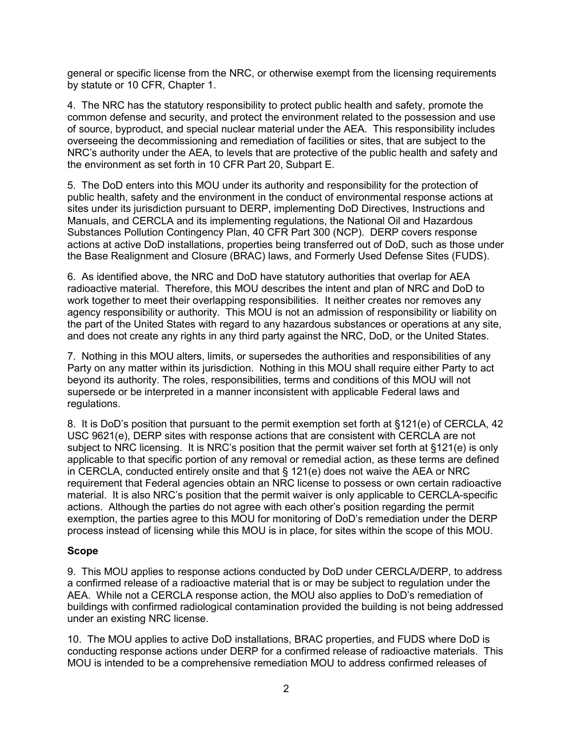general or specific license from the NRC, or otherwise exempt from the licensing requirements by statute or 10 CFR, Chapter 1.

4. The NRC has the statutory responsibility to protect public health and safety, promote the common defense and security, and protect the environment related to the possession and use of source, byproduct, and special nuclear material under the AEA. This responsibility includes overseeing the decommissioning and remediation of facilities or sites, that are subject to the NRC's authority under the AEA, to levels that are protective of the public health and safety and the environment as set forth in 10 CFR Part 20, Subpart E.

5. The DoD enters into this MOU under its authority and responsibility for the protection of public health, safety and the environment in the conduct of environmental response actions at sites under its jurisdiction pursuant to DERP, implementing DoD Directives, Instructions and Manuals, and CERCLA and its implementing regulations, the National Oil and Hazardous Substances Pollution Contingency Plan, 40 CFR Part 300 (NCP). DERP covers response actions at active DoD installations, properties being transferred out of DoD, such as those under the Base Realignment and Closure (BRAC) laws, and Formerly Used Defense Sites (FUDS).

6. As identified above, the NRC and DoD have statutory authorities that overlap for AEA radioactive material. Therefore, this MOU describes the intent and plan of NRC and DoD to work together to meet their overlapping responsibilities. It neither creates nor removes any agency responsibility or authority. This MOU is not an admission of responsibility or liability on the part of the United States with regard to any hazardous substances or operations at any site, and does not create any rights in any third party against the NRC, DoD, or the United States.

7. Nothing in this MOU alters, limits, or supersedes the authorities and responsibilities of any Party on any matter within its jurisdiction. Nothing in this MOU shall require either Party to act beyond its authority. The roles, responsibilities, terms and conditions of this MOU will not supersede or be interpreted in a manner inconsistent with applicable Federal laws and regulations.

8. It is DoD's position that pursuant to the permit exemption set forth at §121(e) of CERCLA, 42 USC 9621(e), DERP sites with response actions that are consistent with CERCLA are not subject to NRC licensing. It is NRC's position that the permit waiver set forth at §121(e) is only applicable to that specific portion of any removal or remedial action, as these terms are defined in CERCLA, conducted entirely onsite and that § 121(e) does not waive the AEA or NRC requirement that Federal agencies obtain an NRC license to possess or own certain radioactive material. It is also NRC's position that the permit waiver is only applicable to CERCLA-specific actions. Although the parties do not agree with each other's position regarding the permit exemption, the parties agree to this MOU for monitoring of DoD's remediation under the DERP process instead of licensing while this MOU is in place, for sites within the scope of this MOU.

**Scope**

9. This MOU applies to response actions conducted by DoD under CERCLA/DERP, to address a confirmed release of a radioactive material that is or may be subject to regulation under the AEA. While not a CERCLA response action, the MOU also applies to DoD's remediation of buildings with confirmed radiological contamination provided the building is not being addressed under an existing NRC license.

10. The MOU applies to active DoD installations, BRAC properties, and FUDS where DoD is conducting response actions under DERP for a confirmed release of radioactive materials. This MOU is intended to be a comprehensive remediation MOU to address confirmed releases of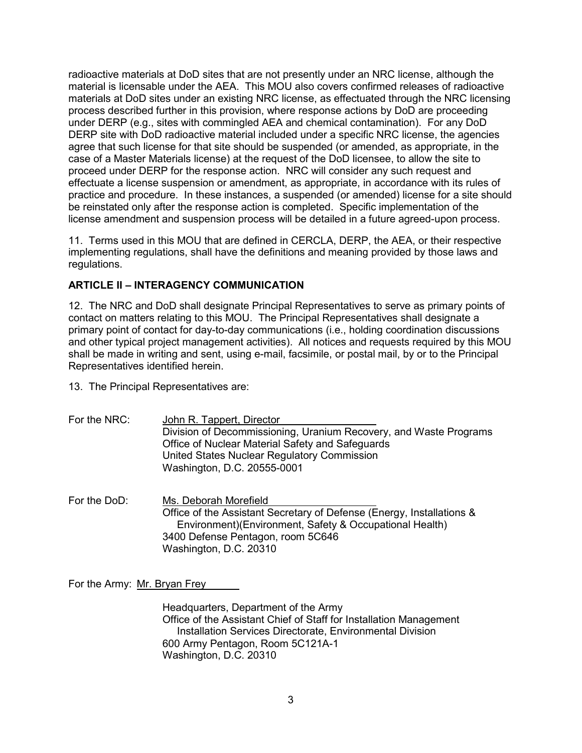radioactive materials at DoD sites that are not presently under an NRC license, although the material is licensable under the AEA. This MOU also covers confirmed releases of radioactive materials at DoD sites under an existing NRC license, as effectuated through the NRC licensing process described further in this provision, where response actions by DoD are proceeding under DERP (e.g., sites with commingled AEA and chemical contamination). For any DoD DERP site with DoD radioactive material included under a specific NRC license, the agencies agree that such license for that site should be suspended (or amended, as appropriate, in the case of a Master Materials license) at the request of the DoD licensee, to allow the site to proceed under DERP for the response action. NRC will consider any such request and effectuate a license suspension or amendment, as appropriate, in accordance with its rules of practice and procedure. In these instances, a suspended (or amended) license for a site should be reinstated only after the response action is completed. Specific implementation of the license amendment and suspension process will be detailed in a future agreed-upon process.

11. Terms used in this MOU that are defined in CERCLA, DERP, the AEA, or their respective implementing regulations, shall have the definitions and meaning provided by those laws and regulations.

## ARTICLE II – INTERAGENCY COMMUNICATION

12. The NRC and DoD shall designate Principal Representatives to serve as primary points of contact on matters relating to this MOU. The Principal Representatives shall designate a primary point of contact for day-to-day communications (i.e., holding coordination discussions and other typical project management activities). All notices and requests required by this MOU shall be made in writing and sent, using e-mail, facsimile, or postal mail, by or to the Principal Representatives identified herein.

13. The Principal Representatives are:

For the NRC: John R. Tappert, Director
Division of Decommissioning, Uranium Recovery, and Waste Programs
Office of Nuclear Material Safety and Safeguards
United States Nuclear Regulatory Commission
Washington, D.C. 20555-0001

For the DoD: Ms. Deborah Morefield
Office of the Assistant Secretary of Defense (Energy, Installations & Environment)(Environment, Safety & Occupational Health)
3400 Defense Pentagon, room 5C646
Washington, D.C. 20310

For the Army: Mr. Bryan Frey

Headquarters, Department of the Army
Office of the Assistant Chief of Staff for Installation Management
Installation Services Directorate, Environmental Division
600 Army Pentagon, Room 5C121A-1
Washington, D.C. 20310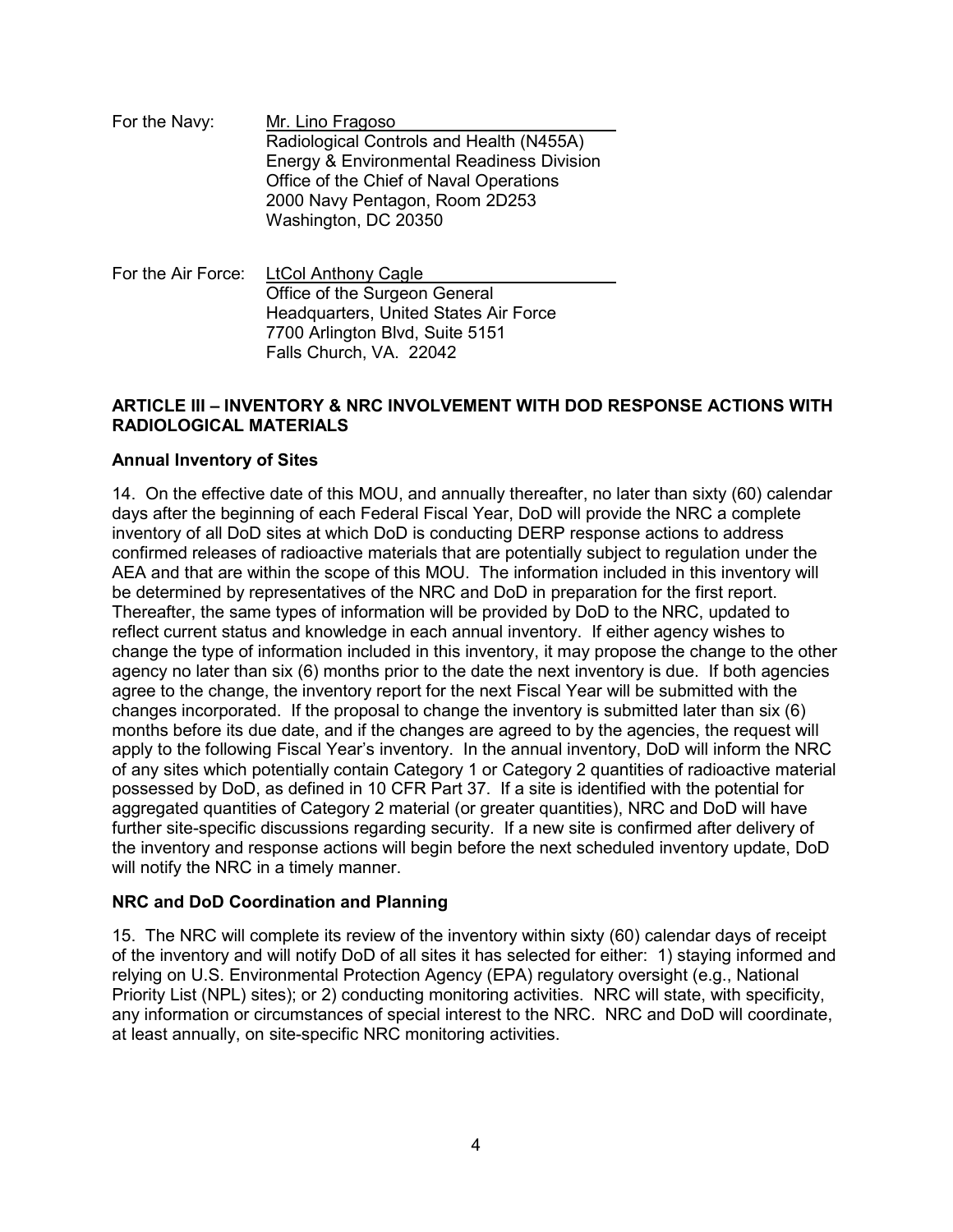For the Navy: Mr. Lino Fragoso
Radiological Controls and Health (N455A)
Energy & Environmental Readiness Division
Office of the Chief of Naval Operations
2000 Navy Pentagon, Room 2D253
Washington, DC 20350

For the Air Force: LtCol Anthony Cagle
Office of the Surgeon General
Headquarters, United States Air Force
7700 Arlington Blvd, Suite 5151
Falls Church, VA. 22042

## ARTICLE III – INVENTORY & NRC INVOLVEMENT WITH DOD RESPONSE ACTIONS WITH RADIOLOGICAL MATERIALS

### Annual Inventory of Sites

14. On the effective date of this MOU, and annually thereafter, no later than sixty (60) calendar days after the beginning of each Federal Fiscal Year, DoD will provide the NRC a complete inventory of all DoD sites at which DoD is conducting DERP response actions to address confirmed releases of radioactive materials that are potentially subject to regulation under the AEA and that are within the scope of this MOU. The information included in this inventory will be determined by representatives of the NRC and DoD in preparation for the first report. Thereafter, the same types of information will be provided by DoD to the NRC, updated to reflect current status and knowledge in each annual inventory. If either agency wishes to change the type of information included in this inventory, it may propose the change to the other agency no later than six (6) months prior to the date the next inventory is due. If both agencies agree to the change, the inventory report for the next Fiscal Year will be submitted with the changes incorporated. If the proposal to change the inventory is submitted later than six (6) months before its due date, and if the changes are agreed to by the agencies, the request will apply to the following Fiscal Year's inventory. In the annual inventory, DoD will inform the NRC of any sites which potentially contain Category 1 or Category 2 quantities of radioactive material possessed by DoD, as defined in 10 CFR Part 37. If a site is identified with the potential for aggregated quantities of Category 2 material (or greater quantities), NRC and DoD will have further site-specific discussions regarding security. If a new site is confirmed after delivery of the inventory and response actions will begin before the next scheduled inventory update, DoD will notify the NRC in a timely manner.

### NRC and DoD Coordination and Planning

15. The NRC will complete its review of the inventory within sixty (60) calendar days of receipt of the inventory and will notify DoD of all sites it has selected for either: 1) staying informed and relying on U.S. Environmental Protection Agency (EPA) regulatory oversight (e.g., National Priority List (NPL) sites); or 2) conducting monitoring activities. NRC will state, with specificity, any information or circumstances of special interest to the NRC. NRC and DoD will coordinate, at least annually, on site-specific NRC monitoring activities.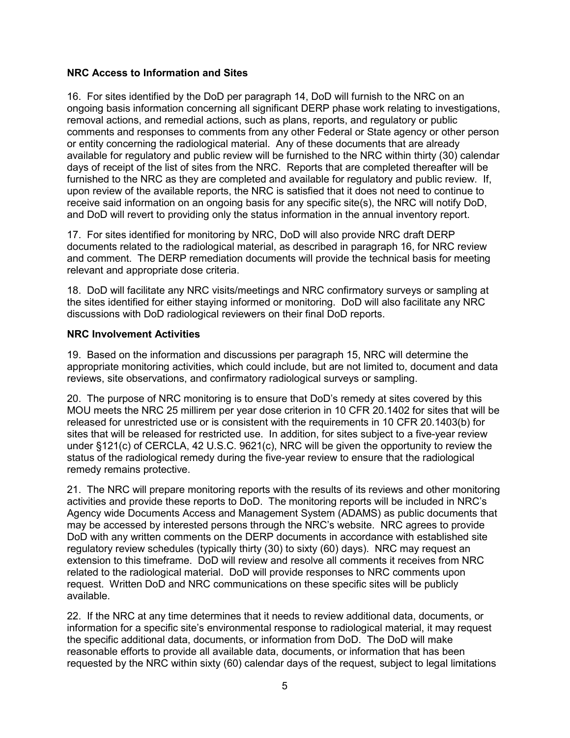**NRC Access to Information and Sites**

16. For sites identified by the DoD per paragraph 14, DoD will furnish to the NRC on an ongoing basis information concerning all significant DERP phase work relating to investigations, removal actions, and remedial actions, such as plans, reports, and regulatory or public comments and responses to comments from any other Federal or State agency or other person or entity concerning the radiological material. Any of these documents that are already available for regulatory and public review will be furnished to the NRC within thirty (30) calendar days of receipt of the list of sites from the NRC. Reports that are completed thereafter will be furnished to the NRC as they are completed and available for regulatory and public review. If, upon review of the available reports, the NRC is satisfied that it does not need to continue to receive said information on an ongoing basis for any specific site(s), the NRC will notify DoD, and DoD will revert to providing only the status information in the annual inventory report.

17. For sites identified for monitoring by NRC, DoD will also provide NRC draft DERP documents related to the radiological material, as described in paragraph 16, for NRC review and comment. The DERP remediation documents will provide the technical basis for meeting relevant and appropriate dose criteria.

18. DoD will facilitate any NRC visits/meetings and NRC confirmatory surveys or sampling at the sites identified for either staying informed or monitoring. DoD will also facilitate any NRC discussions with DoD radiological reviewers on their final DoD reports.

**NRC Involvement Activities**

19. Based on the information and discussions per paragraph 15, NRC will determine the appropriate monitoring activities, which could include, but are not limited to, document and data reviews, site observations, and confirmatory radiological surveys or sampling.

20. The purpose of NRC monitoring is to ensure that DoD's remedy at sites covered by this MOU meets the NRC 25 millirem per year dose criterion in 10 CFR 20.1402 for sites that will be released for unrestricted use or is consistent with the requirements in 10 CFR 20.1403(b) for sites that will be released for restricted use. In addition, for sites subject to a five-year review under §121(c) of CERCLA, 42 U.S.C. 9621(c), NRC will be given the opportunity to review the status of the radiological remedy during the five-year review to ensure that the radiological remedy remains protective.

21. The NRC will prepare monitoring reports with the results of its reviews and other monitoring activities and provide these reports to DoD. The monitoring reports will be included in NRC's Agency wide Documents Access and Management System (ADAMS) as public documents that may be accessed by interested persons through the NRC's website. NRC agrees to provide DoD with any written comments on the DERP documents in accordance with established site regulatory review schedules (typically thirty (30) to sixty (60) days). NRC may request an extension to this timeframe. DoD will review and resolve all comments it receives from NRC related to the radiological material. DoD will provide responses to NRC comments upon request. Written DoD and NRC communications on these specific sites will be publicly available.

22. If the NRC at any time determines that it needs to review additional data, documents, or information for a specific site's environmental response to radiological material, it may request the specific additional data, documents, or information from DoD. The DoD will make reasonable efforts to provide all available data, documents, or information that has been requested by the NRC within sixty (60) calendar days of the request, subject to legal limitations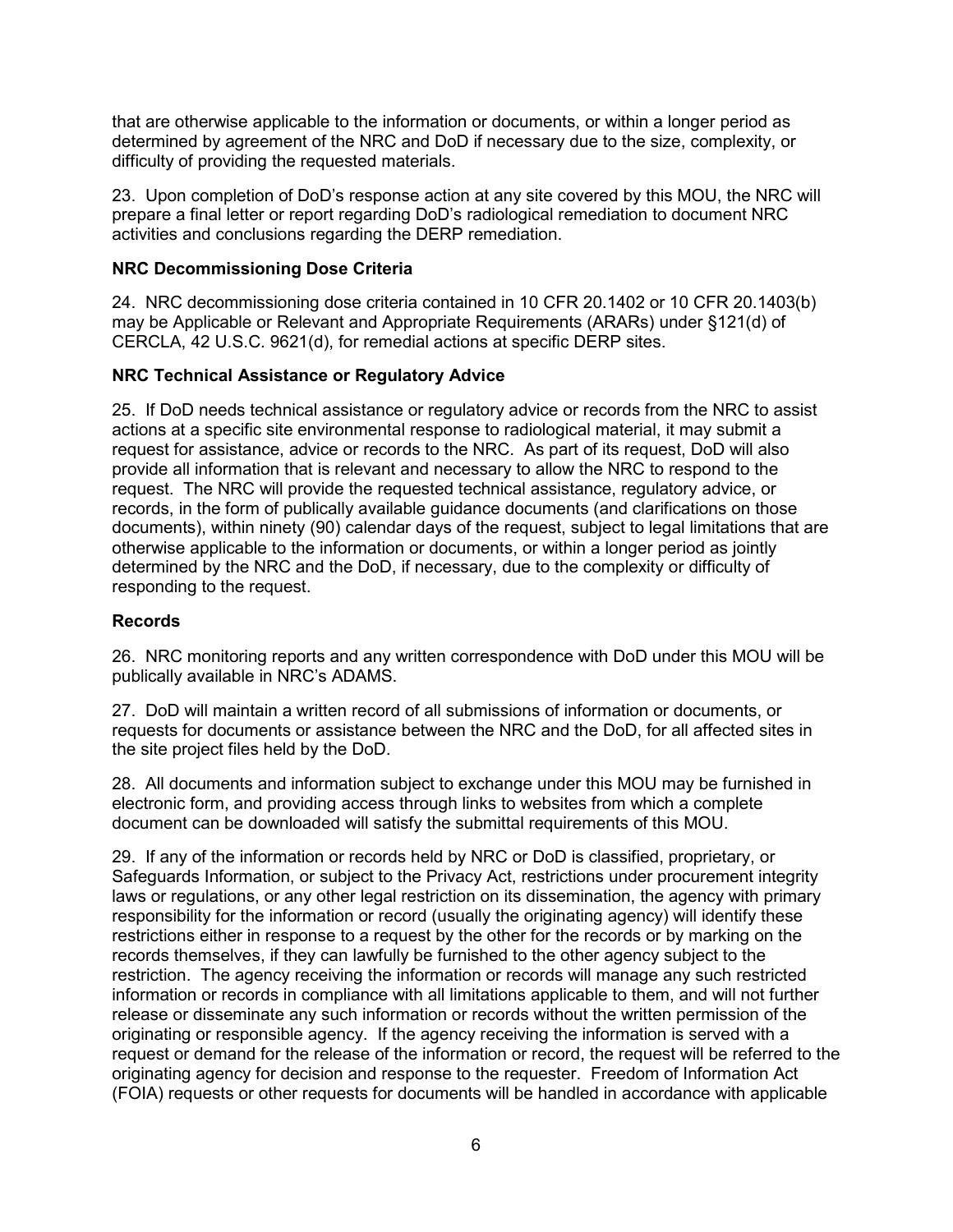that are otherwise applicable to the information or documents, or within a longer period as determined by agreement of the NRC and DoD if necessary due to the size, complexity, or difficulty of providing the requested materials.

23. Upon completion of DoD's response action at any site covered by this MOU, the NRC will prepare a final letter or report regarding DoD's radiological remediation to document NRC activities and conclusions regarding the DERP remediation.

**NRC Decommissioning Dose Criteria**

24. NRC decommissioning dose criteria contained in 10 CFR 20.1402 or 10 CFR 20.1403(b) may be Applicable or Relevant and Appropriate Requirements (ARARs) under §121(d) of CERCLA, 42 U.S.C. 9621(d), for remedial actions at specific DERP sites.

**NRC Technical Assistance or Regulatory Advice**

25. If DoD needs technical assistance or regulatory advice or records from the NRC to assist actions at a specific site environmental response to radiological material, it may submit a request for assistance, advice or records to the NRC. As part of its request, DoD will also provide all information that is relevant and necessary to allow the NRC to respond to the request. The NRC will provide the requested technical assistance, regulatory advice, or records, in the form of publically available guidance documents (and clarifications on those documents), within ninety (90) calendar days of the request, subject to legal limitations that are otherwise applicable to the information or documents, or within a longer period as jointly determined by the NRC and the DoD, if necessary, due to the complexity or difficulty of responding to the request.

**Records**

26. NRC monitoring reports and any written correspondence with DoD under this MOU will be publically available in NRC's ADAMS.

27. DoD will maintain a written record of all submissions of information or documents, or requests for documents or assistance between the NRC and the DoD, for all affected sites in the site project files held by the DoD.

28. All documents and information subject to exchange under this MOU may be furnished in electronic form, and providing access through links to websites from which a complete document can be downloaded will satisfy the submittal requirements of this MOU.

29. If any of the information or records held by NRC or DoD is classified, proprietary, or Safeguards Information, or subject to the Privacy Act, restrictions under procurement integrity laws or regulations, or any other legal restriction on its dissemination, the agency with primary responsibility for the information or record (usually the originating agency) will identify these restrictions either in response to a request by the other for the records or by marking on the records themselves, if they can lawfully be furnished to the other agency subject to the restriction. The agency receiving the information or records will manage any such restricted information or records in compliance with all limitations applicable to them, and will not further release or disseminate any such information or records without the written permission of the originating or responsible agency. If the agency receiving the information is served with a request or demand for the release of the information or record, the request will be referred to the originating agency for decision and response to the requester. Freedom of Information Act (FOIA) requests or other requests for documents will be handled in accordance with applicable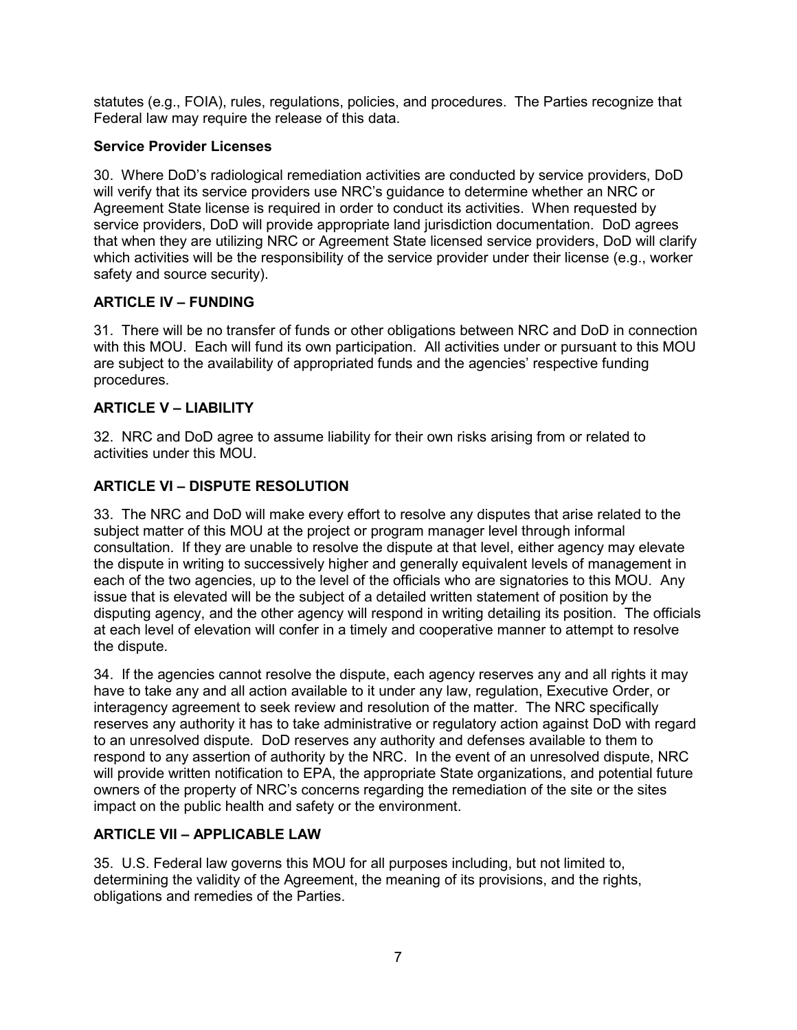statutes (e.g., FOIA), rules, regulations, policies, and procedures. The Parties recognize that Federal law may require the release of this data.

**Service Provider Licenses**

30. Where DoD's radiological remediation activities are conducted by service providers, DoD will verify that its service providers use NRC's guidance to determine whether an NRC or Agreement State license is required in order to conduct its activities. When requested by service providers, DoD will provide appropriate land jurisdiction documentation. DoD agrees that when they are utilizing NRC or Agreement State licensed service providers, DoD will clarify which activities will be the responsibility of the service provider under their license (e.g., worker safety and source security).

## ARTICLE IV – FUNDING

31. There will be no transfer of funds or other obligations between NRC and DoD in connection with this MOU. Each will fund its own participation. All activities under or pursuant to this MOU are subject to the availability of appropriated funds and the agencies' respective funding procedures.

## ARTICLE V – LIABILITY

32. NRC and DoD agree to assume liability for their own risks arising from or related to activities under this MOU.

## ARTICLE VI – DISPUTE RESOLUTION

33. The NRC and DoD will make every effort to resolve any disputes that arise related to the subject matter of this MOU at the project or program manager level through informal consultation. If they are unable to resolve the dispute at that level, either agency may elevate the dispute in writing to successively higher and generally equivalent levels of management in each of the two agencies, up to the level of the officials who are signatories to this MOU. Any issue that is elevated will be the subject of a detailed written statement of position by the disputing agency, and the other agency will respond in writing detailing its position. The officials at each level of elevation will confer in a timely and cooperative manner to attempt to resolve the dispute.

34. If the agencies cannot resolve the dispute, each agency reserves any and all rights it may have to take any and all action available to it under any law, regulation, Executive Order, or interagency agreement to seek review and resolution of the matter. The NRC specifically reserves any authority it has to take administrative or regulatory action against DoD with regard to an unresolved dispute. DoD reserves any authority and defenses available to them to respond to any assertion of authority by the NRC. In the event of an unresolved dispute, NRC will provide written notification to EPA, the appropriate State organizations, and potential future owners of the property of NRC's concerns regarding the remediation of the site or the sites impact on the public health and safety or the environment.

## ARTICLE VII – APPLICABLE LAW

35. U.S. Federal law governs this MOU for all purposes including, but not limited to, determining the validity of the Agreement, the meaning of its provisions, and the rights, obligations and remedies of the Parties.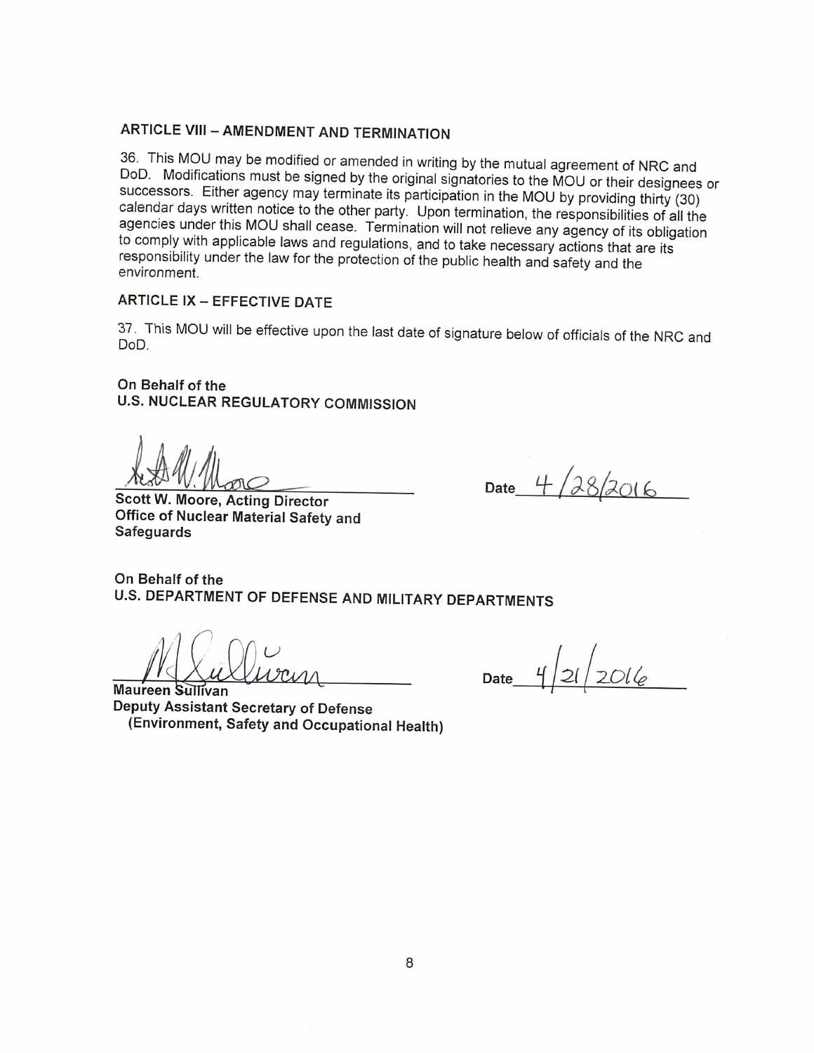## ARTICLE VIII – AMENDMENT AND TERMINATION

36. This MOU may be modified or amended in writing by the mutual agreement of NRC and DoD. Modifications must be signed by the original signatories to the MOU or their designees or successors. Either agency may terminate its participation in the MOU by providing thirty (30) calendar days written notice to the other party. Upon termination, the responsibilities of all the agencies under this MOU shall cease. Termination will not relieve any agency of its obligation to comply with applicable laws and regulations, and to take necessary actions that are its responsibility under the law for the protection of the public health and safety and the environment.

## ARTICLE IX – EFFECTIVE DATE

37. This MOU will be effective upon the last date of signature below of officials of the NRC and DoD.

**On Behalf of the**
**U.S. NUCLEAR REGULATORY COMMISSION**

**Scott W. Moore, Acting Director**
**Office of Nuclear Material Safety and Safeguards**

Date 4/28/2016

**On Behalf of the**
**U.S. DEPARTMENT OF DEFENSE AND MILITARY DEPARTMENTS**

**Maureen Sullivan**
**Deputy Assistant Secretary of Defense**
**(Environment, Safety and Occupational Health)**

Date 4/21/2016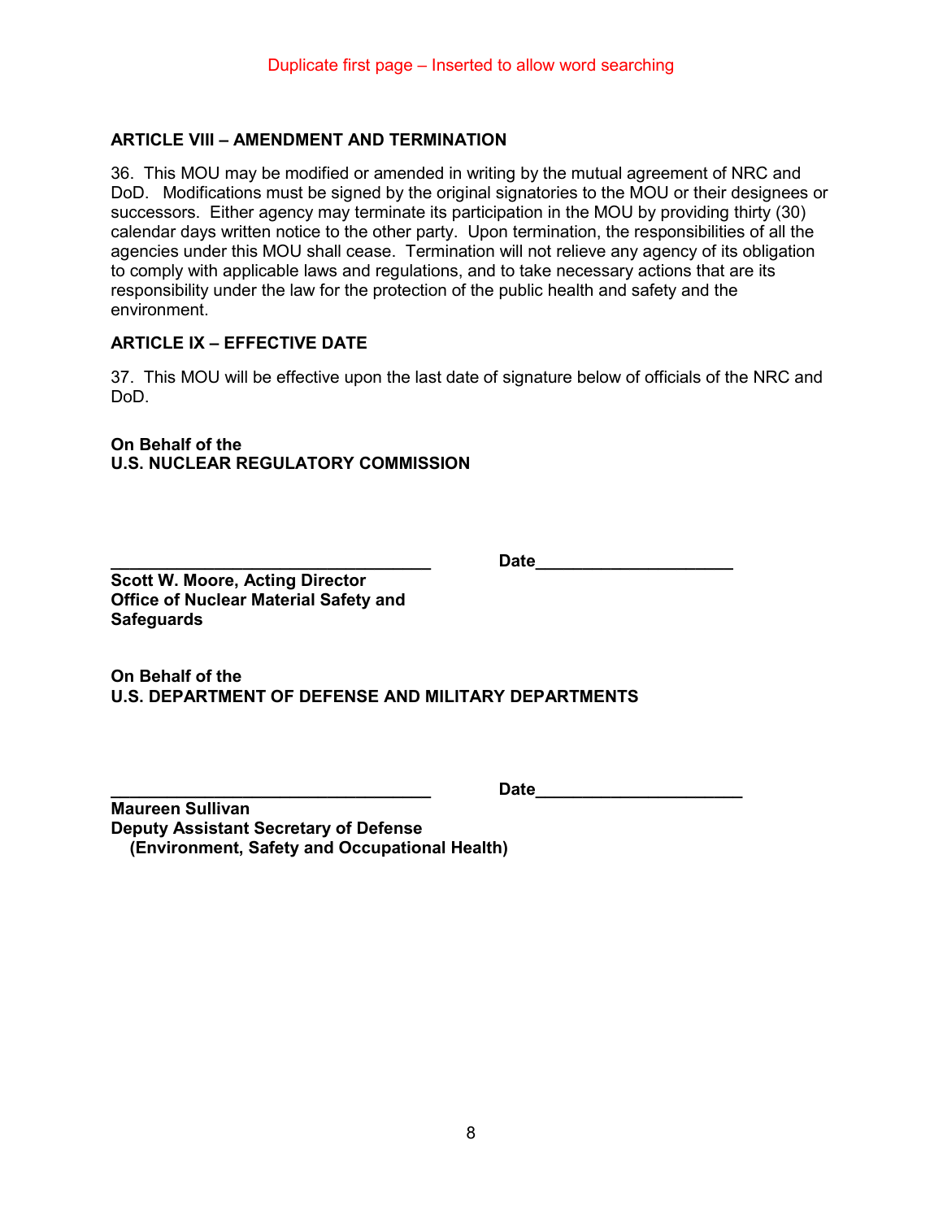Duplicate first page – Inserted to allow word searching

**ARTICLE VIII – AMENDMENT AND TERMINATION**

36. This MOU may be modified or amended in writing by the mutual agreement of NRC and DoD. Modifications must be signed by the original signatories to the MOU or their designees or successors. Either agency may terminate its participation in the MOU by providing thirty (30) calendar days written notice to the other party. Upon termination, the responsibilities of all the agencies under this MOU shall cease. Termination will not relieve any agency of its obligation to comply with applicable laws and regulations, and to take necessary actions that are its responsibility under the law for the protection of the public health and safety and the environment.

**ARTICLE IX – EFFECTIVE DATE**

37. This MOU will be effective upon the last date of signature below of officials of the NRC and DoD.

**On Behalf of the**
**U.S. NUCLEAR REGULATORY COMMISSION**

\_\_\_\_\_\_\_\_\_\_\_\_\_\_\_\_\_\_\_\_\_\_\_\_\_\_\_\_\_\_\_\_\_\_ **Date**\_\_\_\_\_\_\_\_\_\_\_\_\_\_\_\_\_\_\_\_\_

**Scott W. Moore, Acting Director**
**Office of Nuclear Material Safety and Safeguards**

**On Behalf of the**
**U.S. DEPARTMENT OF DEFENSE AND MILITARY DEPARTMENTS**

\_\_\_\_\_\_\_\_\_\_\_\_\_\_\_\_\_\_\_\_\_\_\_\_\_\_\_\_\_\_\_\_\_\_ **Date**\_\_\_\_\_\_\_\_\_\_\_\_\_\_\_\_\_\_\_\_\_\_

**Maureen Sullivan**
**Deputy Assistant Secretary of Defense**
**(Environment, Safety and Occupational Health)**